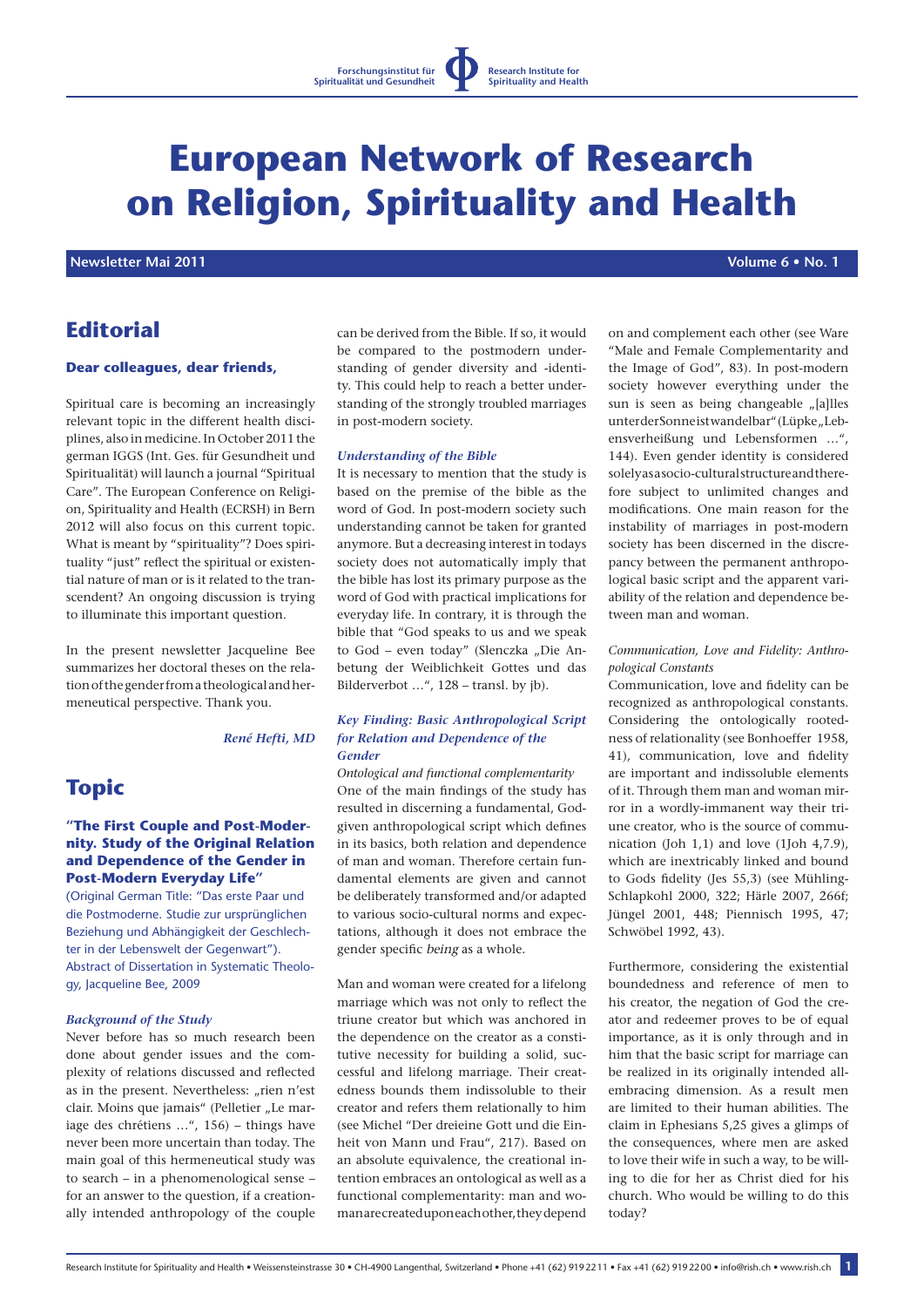Forschungsinstitut für Spiritualität und Gesundheit

Research Institute for Spirituality and Health

# European Network of Research on Religion, Spirituality and Health

**Newsletter Mai 2011** **Volume 6 • No. 1**

## Editorial

**Dear colleagues, dear friends,**

Spiritual care is becoming an increasingly relevant topic in the different health disciplines, also in medicine. In October 2011 the german IGGS (Int. Ges. für Gesundheit und Spiritualität) will launch a journal "Spiritual Care". The European Conference on Religion, Spirituality and Health (ECRSH) in Bern 2012 will also focus on this current topic. What is meant by "spirituality"? Does spirituality "just" reflect the spiritual or existential nature of man or is it related to the transcendent? An ongoing discussion is trying to illuminate this important question.

In the present newsletter Jacqueline Bee summarizes her doctoral theses on the relation of the gender from a theological and hermeneutical perspective. Thank you.

*René Hefti, MD*

## Topic

### "The First Couple and Post-Modernity. Study of the Original Relation and Dependence of the Gender in Post-Modern Everyday Life"

(Original German Title: "Das erste Paar und die Postmoderne. Studie zur ursprünglichen Beziehung und Abhängigkeit der Geschlechter in der Lebenswelt der Gegenwart"). Abstract of Dissertation in Systematic Theology, Jacqueline Bee, 2009

#### *Background of the Study*

Never before has so much research been done about gender issues and the complexity of relations discussed and reflected as in the present. Nevertheless: „rien n'est clair. Moins que jamais" (Pelletier „Le mariage des chrétiens …", 156) – things have never been more uncertain than today. The main goal of this hermeneutical study was to search – in a phenomenological sense – for an answer to the question, if a creationally intended anthropology of the couple can be derived from the Bible. If so, it would be compared to the postmodern understanding of gender diversity and -identity. This could help to reach a better understanding of the strongly troubled marriages in post-modern society.

#### *Understanding of the Bible*

It is necessary to mention that the study is based on the premise of the bible as the word of God. In post-modern society such understanding cannot be taken for granted anymore. But a decreasing interest in todays society does not automatically imply that the bible has lost its primary purpose as the word of God with practical implications for everyday life. In contrary, it is through the bible that "God speaks to us and we speak to God – even today" (Slenczka „Die Anbetung der Weiblichkeit Gottes und das Bilderverbot …", 128 – transl. by jb).

#### *Key Finding: Basic Anthropological Script for Relation and Dependence of the Gender*

*Ontological and functional complementarity*

One of the main findings of the study has resulted in discerning a fundamental, God-given anthropological script which defines in its basics, both relation and dependence of man and woman. Therefore certain fundamental elements are given and cannot be deliberately transformed and/or adapted to various socio-cultural norms and expectations, although it does not embrace the gender specific *being* as a whole.

Man and woman were created for a lifelong marriage which was not only to reflect the triune creator but which was anchored in the dependence on the creator as a constitutive necessity for building a solid, successful and lifelong marriage. Their createdness bounds them indissoluble to their creator and refers them relationally to him (see Michel "Der dreieine Gott und die Einheit von Mann und Frau", 217). Based on an absolute equivalence, the creational intention embraces an ontological as well as a functional complementarity: man and woman are created upon each other, they depend on and complement each other (see Ware "Male and Female Complementarity and the Image of God", 83). In post-modern society however everything under the sun is seen as being changeable „[a]lles unter der Sonne ist wandelbar" (Lüpke „Lebensverheißung und Lebensformen …", 144). Even gender identity is considered solely as a socio-cultural structure and therefore subject to unlimited changes and modifications. One main reason for the instability of marriages in post-modern society has been discerned in the discrepancy between the permanent anthropological basic script and the apparent variability of the relation and dependence between man and woman.

*Communication, Love and Fidelity: Anthropological Constants*

Communication, love and fidelity can be recognized as anthropological constants. Considering the ontologically rootedness of relationality (see Bonhoeffer 1958, 41), communication, love and fidelity are important and indissoluble elements of it. Through them man and woman mirror in a wordly-immanent way their triune creator, who is the source of communication (Joh 1,1) and love (1Joh 4,7.9), which are inextricably linked and bound to Gods fidelity (Jes 55,3) (see Mühling-Schlapkohl 2000, 322; Härle 2007, 266f; Jüngel 2001, 448; Piennisch 1995, 47; Schwöbel 1992, 43).

Furthermore, considering the existential boundedness and reference of men to his creator, the negation of God the creator and redeemer proves to be of equal importance, as it is only through and in him that the basic script for marriage can be realized in its originally intended all-embracing dimension. As a result men are limited to their human abilities. The claim in Ephesians 5,25 gives a glimps of the consequences, where men are asked to love their wife in such a way, to be willing to die for her as Christ died for his church. Who would be willing to do this today?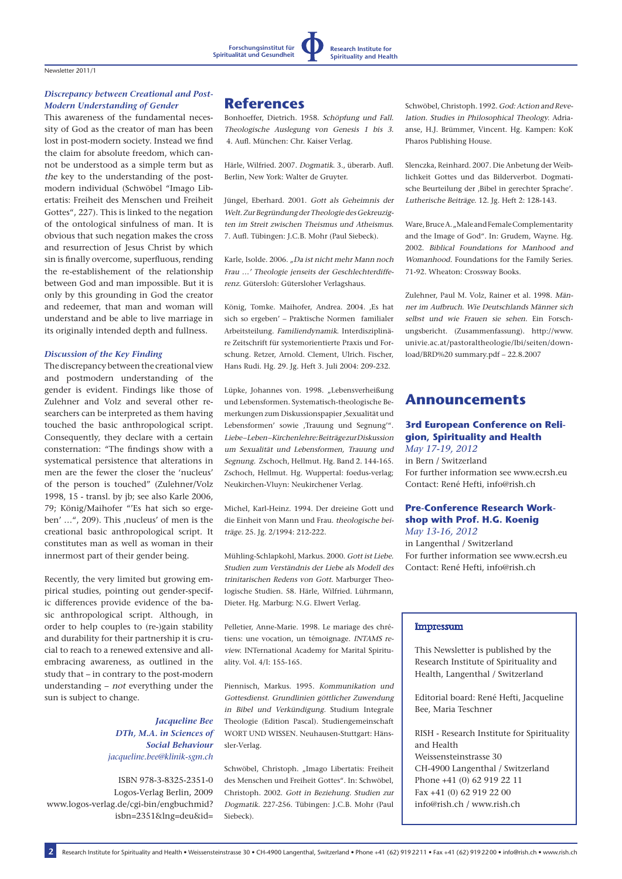### *Discrepancy between Creational and Post-Modern Understanding of Gender*

This awareness of the fundamental necessity of God as the creator of man has been lost in post-modern society. Instead we find the claim for absolute freedom, which cannot be understood as a simple term but as *the* key to the understanding of the post-modern individual (Schwöbel "Imago Libertatis: Freiheit des Menschen und Freiheit Gottes", 227). This is linked to the negation of the ontological sinfulness of man. It is obvious that such negation makes the cross and resurrection of Jesus Christ by which sin is finally overcome, superfluous, rending the re-establishement of the relationship between God and man impossible. But it is only by this grounding in God the creator and redeemer, that man and woman will understand and be able to live marriage in its originally intended depth and fullness.

### *Discussion of the Key Finding*

The discrepancy between the creational view and postmodern understanding of the gender is evident. Findings like those of Zulehner and Volz and several other researchers can be interpreted as them having touched the basic anthropological script. Consequently, they declare with a certain consternation: "The findings show with a systematical persistence that alterations in men are the fewer the closer the 'nucleus' of the person is touched" (Zulehner/Volz 1998, 15 - transl. by jb; see also Karle 2006, 79; König/Maihofer "'Es hat sich so ergeben' …", 209). This ‚nucleus' of men is the creational basic anthropological script. It constitutes man as well as woman in their innermost part of their gender being.

Recently, the very limited but growing empirical studies, pointing out gender-specific differences provide evidence of the basic anthropological script. Although, in order to help couples to (re-)gain stability and durability for their partnership it is crucial to reach to a renewed extensive and all-embracing awareness, as outlined in the study that – in contrary to the post-modern understanding – *not* everything under the sun is subject to change.

***Jacqueline Bee***
***DTh, M.A. in Sciences of Social Behaviour***
*jacqueline.bee@klinik-sgm.ch*

ISBN 978-3-8325-2351-0
Logos-Verlag Berlin, 2009
www.logos-verlag.de/cgi-bin/engbuchmid?isbn=2351&lng=deu&id=

## References

Bonhoeffer, Dietrich. 1958. *Schöpfung und Fall. Theologische Auslegung von Genesis 1 bis 3.* 4. Aufl. München: Chr. Kaiser Verlag.

Härle, Wilfried. 2007. *Dogmatik.* 3., überarb. Aufl. Berlin, New York: Walter de Gruyter.

Jüngel, Eberhard. 2001. *Gott als Geheimnis der Welt. Zur Begründung der Theologie des Gekreuzigten im Streit zwischen Theismus und Atheismus.* 7. Aufl. Tübingen: J.C.B. Mohr (Paul Siebeck).

Karle, Isolde. 2006. *„Da ist nicht mehr Mann noch Frau …' Theologie jenseits der Geschlechterdifferenz.* Gütersloh: Gütersloher Verlagshaus.

König, Tomke. Maihofer, Andrea. 2004. ‚Es hat sich so ergeben' – Praktische Normen familialer Arbeitsteilung. *Familiendynamik.* Interdisziplinäre Zeitschrift für systemorientierte Praxis und Forschung. Retzer, Arnold. Clement, Ulrich. Fischer, Hans Rudi. Hg. 29. Jg. Heft 3. Juli 2004: 209-232.

Lüpke, Johannes von. 1998. „Lebensverheißung und Lebensformen. Systematisch-theologische Bemerkungen zum Diskussionspapier ‚Sexualität und Lebensformen' sowie ‚Trauung und Segnung'". *Liebe–Leben–Kirchenlehre: Beiträge zur Diskussion um Sexualität und Lebensformen, Trauung und Segnung.* Zschoch, Hellmut. Hg. Band 2. 144-165. Zschoch, Hellmut. Hg. Wuppertal: foedus-verlag; Neukirchen-Vluyn: Neukirchener Verlag.

Michel, Karl-Heinz. 1994. Der dreieine Gott und die Einheit von Mann und Frau. *theologische beiträge.* 25. Jg. 2/1994: 212-222.

Mühling-Schlapkohl, Markus. 2000. *Gott ist Liebe. Studien zum Verständnis der Liebe als Modell des trinitarischen Redens von Gott.* Marburger Theologische Studien. 58. Härle, Wilfried. Lührmann, Dieter. Hg. Marburg: N.G. Elwert Verlag.

Pelletier, Anne-Marie. 1998. Le mariage des chrétiens: une vocation, un témoignage. *INTAMS review.* INTernational Academy for Marital Spirituality. Vol. 4/I: 155-165.

Piennisch, Markus. 1995. *Kommunikation und Gottesdienst. Grundlinien göttlicher Zuwendung in Bibel und Verkündigung.* Studium Integrale Theologie (Edition Pascal). Studiengemeinschaft WORT UND WISSEN. Neuhausen-Stuttgart: Hänssler-Verlag.

Schwöbel, Christoph. „Imago Libertatis: Freiheit des Menschen und Freiheit Gottes". In: Schwöbel, Christoph. 2002. *Gott in Beziehung. Studien zur Dogmatik.* 227-256. Tübingen: J.C.B. Mohr (Paul Siebeck).

Schwöbel, Christoph. 1992. *God: Action and Revelation. Studies in Philosophical Theology.* Adriaanse, H.J. Brümmer, Vincent. Hg. Kampen: KoK Pharos Publishing House.

Slenczka, Reinhard. 2007. Die Anbetung der Weiblichkeit Gottes und das Bilderverbot. Dogmatische Beurteilung der ‚Bibel in gerechter Sprache'. *Lutherische Beiträge.* 12. Jg. Heft 2: 128-143.

Ware, Bruce A. „Male and Female Complementarity and the Image of God". In: Grudem, Wayne. Hg. 2002. *Biblical Foundations for Manhood and Womanhood.* Foundations for the Family Series. 71-92. Wheaton: Crossway Books.

Zulehner, Paul M. Volz, Rainer et al. 1998. *Männer im Aufbruch. Wie Deutschlands Männer sich selbst und wie Frauen sie sehen.* Ein Forschungsbericht. (Zusammenfassung). http://www.univie.ac.at/pastoraltheologie/lbi/seiten/download/BRD%20 summary.pdf – 22.8.2007

## Announcements

### 3rd European Conference on Religion, Spirituality and Health
*May 17-19, 2012*
in Bern / Switzerland
For further information see www.ecrsh.eu
Contact: René Hefti, info@rish.ch

### Pre-Conference Research Workshop with Prof. H.G. Koenig
*May 13-16, 2012*
in Langenthal / Switzerland
For further information see www.ecrsh.eu
Contact: René Hefti, info@rish.ch

### Impressum

This Newsletter is published by the Research Institute of Spirituality and Health, Langenthal / Switzerland

Editorial board: René Hefti, Jacqueline Bee, Maria Teschner

RISH - Research Institute for Spirituality and Health
Weissensteinstrasse 30
CH-4900 Langenthal / Switzerland
Phone +41 (0) 62 919 22 11
Fax +41 (0) 62 919 22 00
info@rish.ch / www.rish.ch